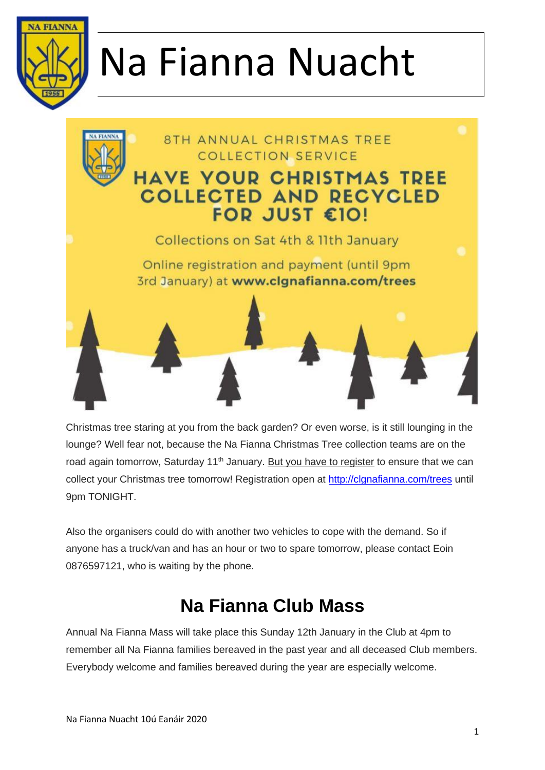# Na Fianna Nuacht

8TH ANNUAL CHRISTMAS TREE COLLECTION SERVICE

**HAVE YOUR CHRISTMAS TREE COLLECTED AND RECYCLED FOR JUST €10!**

Collections on Sat 4th & 11th January

Online registration and payment (until 9pm 3rd January) at **www.clgnafianna.com/trees**

Christmas tree staring at you from the back garden? Or even worse, is it still lounging in the lounge? Well fear not, because the Na Fianna Christmas Tree collection teams are on the road again tomorrow, Saturday 11th January. But you have to register to ensure that we can collect your Christmas tree tomorrow! Registration open at http://clgnafianna.com/trees until 9pm TONIGHT.

Also the organisers could do with another two vehicles to cope with the demand. So if anyone has a truck/van and has an hour or two to spare tomorrow, please contact Eoin 0876597121, who is waiting by the phone.

## Na Fianna Club Mass

Annual Na Fianna Mass will take place this Sunday 12th January in the Club at 4pm to remember all Na Fianna families bereaved in the past year and all deceased Club members. Everybody welcome and families bereaved during the year are especially welcome.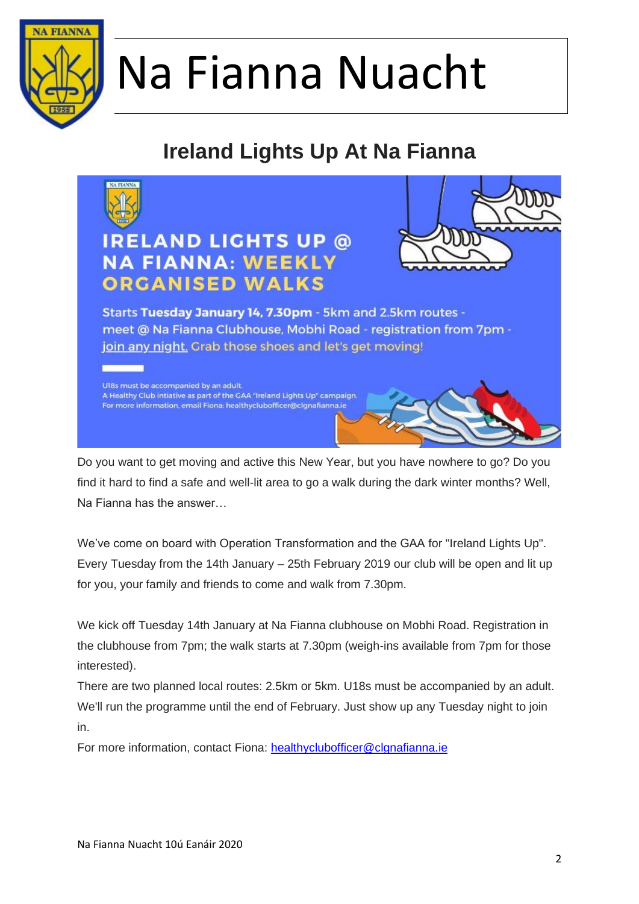# Na Fianna Nuacht

## Ireland Lights Up At Na Fianna

**IRELAND LIGHTS UP @ NA FIANNA: WEEKLY ORGANISED WALKS**

Starts **Tuesday January 14, 7.30pm** - 5km and 2.5km routes - meet @ Na Fianna Clubhouse, Mobhi Road - registration from 7pm - join any night. Grab those shoes and let's get moving!

U18s must be accompanied by an adult.
A Healthy Club intiative as part of the GAA "Ireland Lights Up" campaign.
For more information, email Fiona: healthyclubofficer@clgnafianna.ie

Do you want to get moving and active this New Year, but you have nowhere to go? Do you find it hard to find a safe and well-lit area to go a walk during the dark winter months? Well, Na Fianna has the answer…

We've come on board with Operation Transformation and the GAA for "Ireland Lights Up". Every Tuesday from the 14th January – 25th February 2019 our club will be open and lit up for you, your family and friends to come and walk from 7.30pm.

We kick off Tuesday 14th January at Na Fianna clubhouse on Mobhi Road. Registration in the clubhouse from 7pm; the walk starts at 7.30pm (weigh-ins available from 7pm for those interested).

There are two planned local routes: 2.5km or 5km. U18s must be accompanied by an adult. We'll run the programme until the end of February. Just show up any Tuesday night to join in.

For more information, contact Fiona: healthyclubofficer@clgnafianna.ie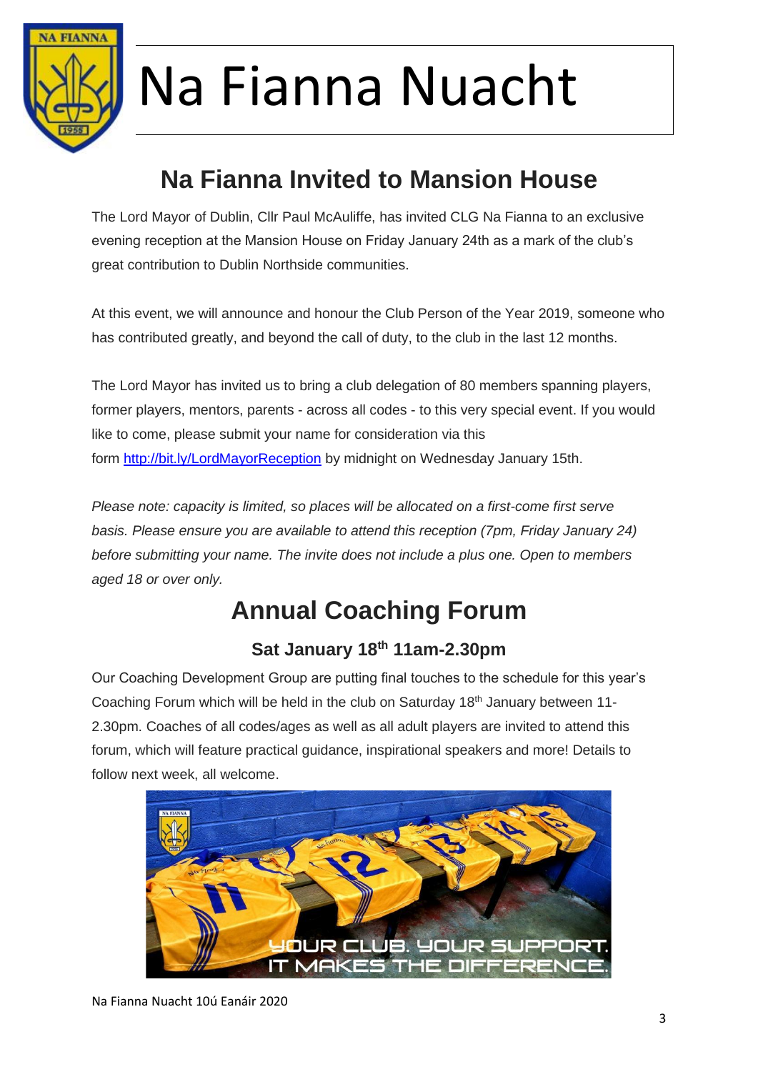# Na Fianna Nuacht

## Na Fianna Invited to Mansion House

The Lord Mayor of Dublin, Cllr Paul McAuliffe, has invited CLG Na Fianna to an exclusive evening reception at the Mansion House on Friday January 24th as a mark of the club's great contribution to Dublin Northside communities.

At this event, we will announce and honour the Club Person of the Year 2019, someone who has contributed greatly, and beyond the call of duty, to the club in the last 12 months.

The Lord Mayor has invited us to bring a club delegation of 80 members spanning players, former players, mentors, parents - across all codes - to this very special event. If you would like to come, please submit your name for consideration via this form http://bit.ly/LordMayorReception by midnight on Wednesday January 15th.

*Please note: capacity is limited, so places will be allocated on a first-come first serve basis. Please ensure you are available to attend this reception (7pm, Friday January 24) before submitting your name. The invite does not include a plus one. Open to members aged 18 or over only.*

## Annual Coaching Forum

### Sat January 18th 11am-2.30pm

Our Coaching Development Group are putting final touches to the schedule for this year's Coaching Forum which will be held in the club on Saturday 18th January between 11-2.30pm. Coaches of all codes/ages as well as all adult players are invited to attend this forum, which will feature practical guidance, inspirational speakers and more! Details to follow next week, all welcome.

YOUR CLUB. YOUR SUPPORT. IT MAKES THE DIFFERENCE.

Na Fianna Nuacht 10ú Eanáir 2020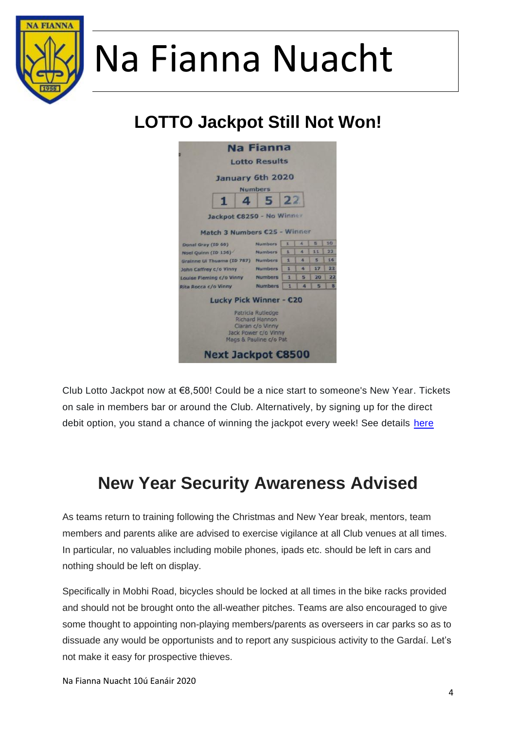# Na Fianna Nuacht

## LOTTO Jackpot Still Not Won!

**Na Fianna**

**Lotto Results**

**January 6th 2020**

Numbers

| 1 | 4 | 5 | 22 |
|---|---|---|---|

Jackpot €8250 - No Winner

Match 3 Numbers €25 - Winner

| Name | | | | | |
|---|---|---|---|---|---|
| Donal Gray (ID 60) | Numbers | 1 | 4 | 5 | 10 |
| Noel Quinn (ID 136) | Numbers | 1 | 4 | 11 | 22 |
| Grainne Ui Thuama (ID 787) | Numbers | 1 | 4 | 5 | 16 |
| John Caffrey c/o Vinny | Numbers | 1 | 4 | 17 | 22 |
| Louise Fleming c/o Vinny | Numbers | 1 | 5 | 20 | 22 |
| Rita Rocca c/o Vinny | Numbers | 1 | 4 | 5 | 8 |

Lucky Pick Winner - €20

Patricia Rutledge
Richard Hannon
Ciaran c/o Vinny
Jack Power c/o Vinny
Mags & Pauline c/o Pat

**Next Jackpot €8500**

Club Lotto Jackpot now at €8,500! Could be a nice start to someone's New Year. Tickets on sale in members bar or around the Club. Alternatively, by signing up for the direct debit option, you stand a chance of winning the jackpot every week! See details here

## New Year Security Awareness Advised

As teams return to training following the Christmas and New Year break, mentors, team members and parents alike are advised to exercise vigilance at all Club venues at all times. In particular, no valuables including mobile phones, ipads etc. should be left in cars and nothing should be left on display.

Specifically in Mobhi Road, bicycles should be locked at all times in the bike racks provided and should not be brought onto the all-weather pitches. Teams are also encouraged to give some thought to appointing non-playing members/parents as overseers in car parks so as to dissuade any would be opportunists and to report any suspicious activity to the Gardaí. Let's not make it easy for prospective thieves.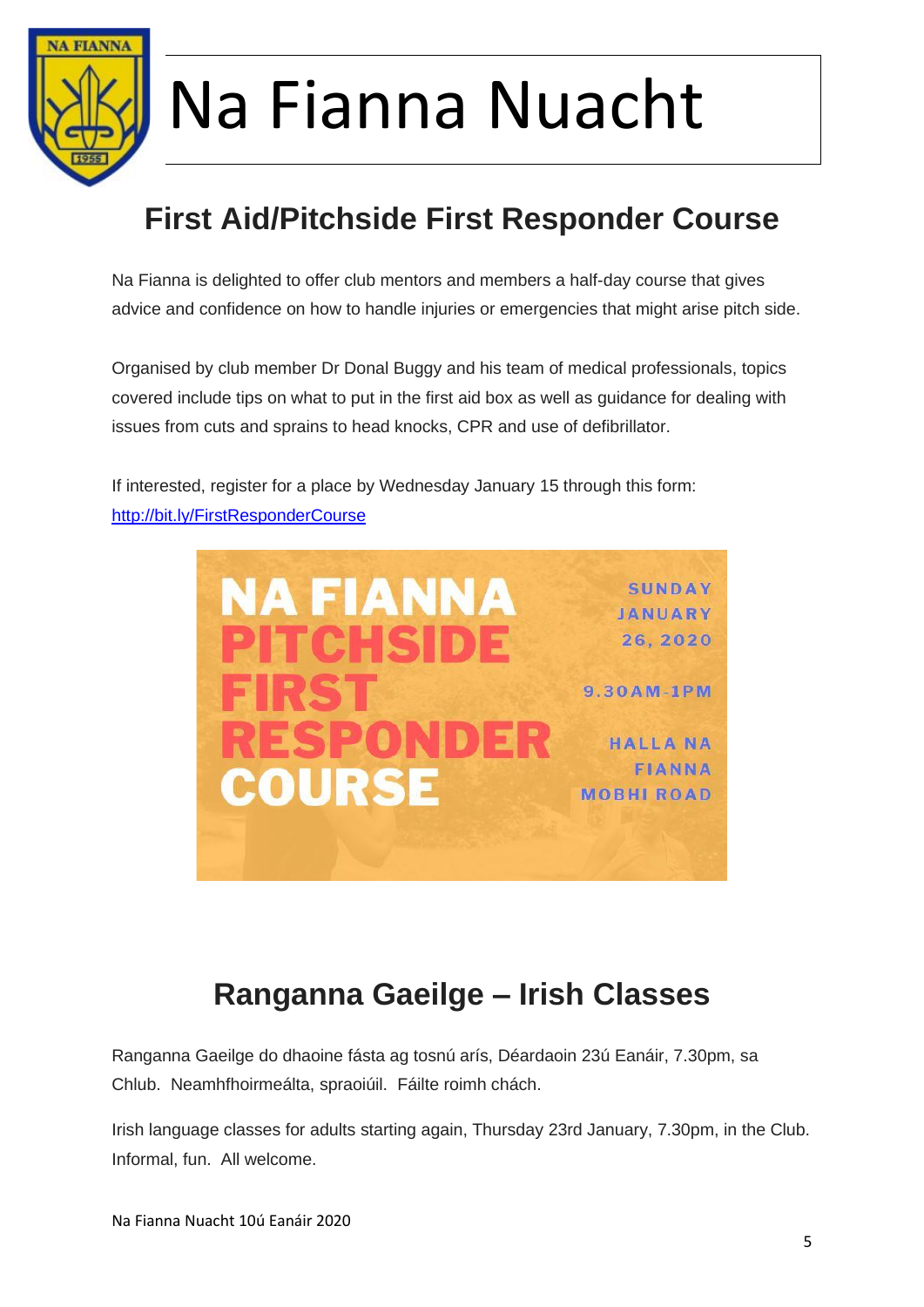# Na Fianna Nuacht

## First Aid/Pitchside First Responder Course

Na Fianna is delighted to offer club mentors and members a half-day course that gives advice and confidence on how to handle injuries or emergencies that might arise pitch side.

Organised by club member Dr Donal Buggy and his team of medical professionals, topics covered include tips on what to put in the first aid box as well as guidance for dealing with issues from cuts and sprains to head knocks, CPR and use of defibrillator.

If interested, register for a place by Wednesday January 15 through this form: http://bit.ly/FirstResponderCourse

NA FIANNA PITCHSIDE FIRST RESPONDER COURSE

SUNDAY JANUARY 26, 2020

9.30AM-1PM

HALLA NA FIANNA MOBHI ROAD

## Ranganna Gaeilge – Irish Classes

Ranganna Gaeilge do dhaoine fásta ag tosnú arís, Déardaoin 23ú Eanáir, 7.30pm, sa Chlub. Neamhfhoirmeálta, spraoiúil. Fáilte roimh chách.

Irish language classes for adults starting again, Thursday 23rd January, 7.30pm, in the Club. Informal, fun. All welcome.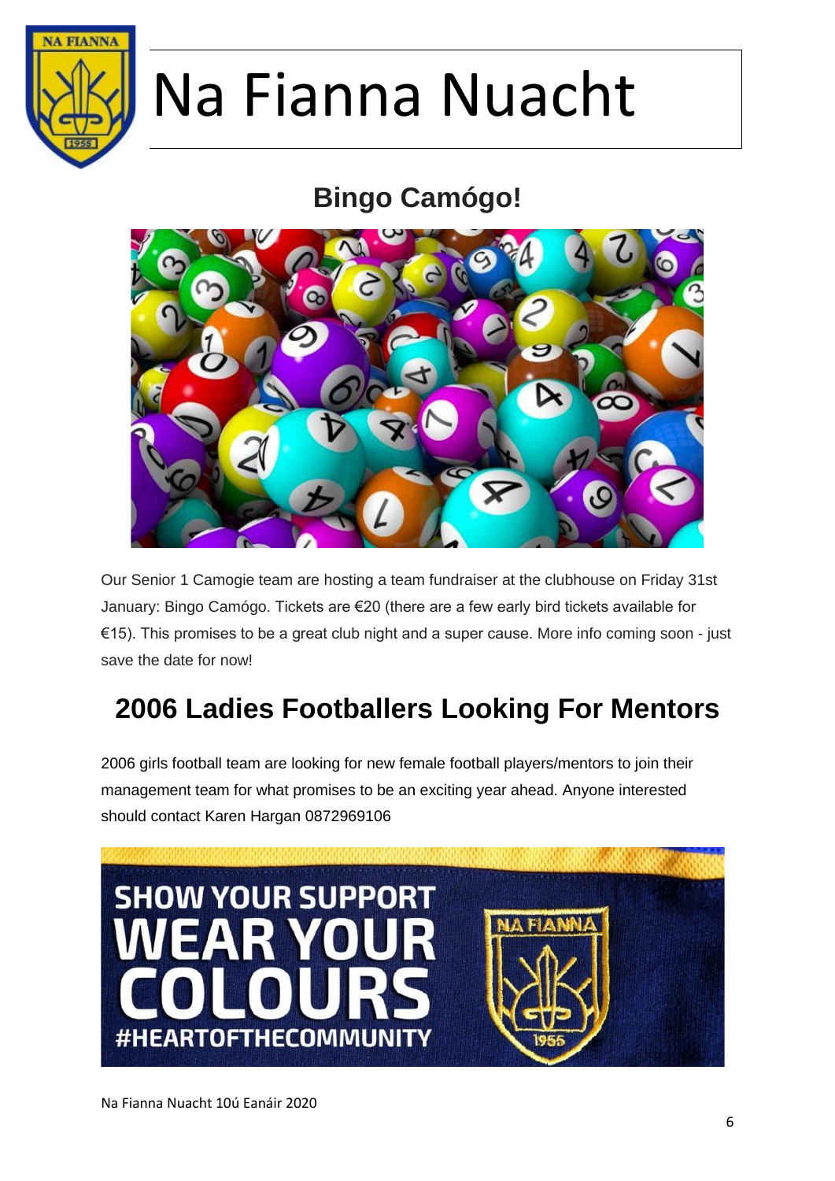# Na Fianna Nuacht

## Bingo Camógo!

Our Senior 1 Camogie team are hosting a team fundraiser at the clubhouse on Friday 31st January: Bingo Camógo. Tickets are €20 (there are a few early bird tickets available for €15). This promises to be a great club night and a super cause. More info coming soon - just save the date for now!

## 2006 Ladies Footballers Looking For Mentors

2006 girls football team are looking for new female football players/mentors to join their management team for what promises to be an exciting year ahead. Anyone interested should contact Karen Hargan 0872969106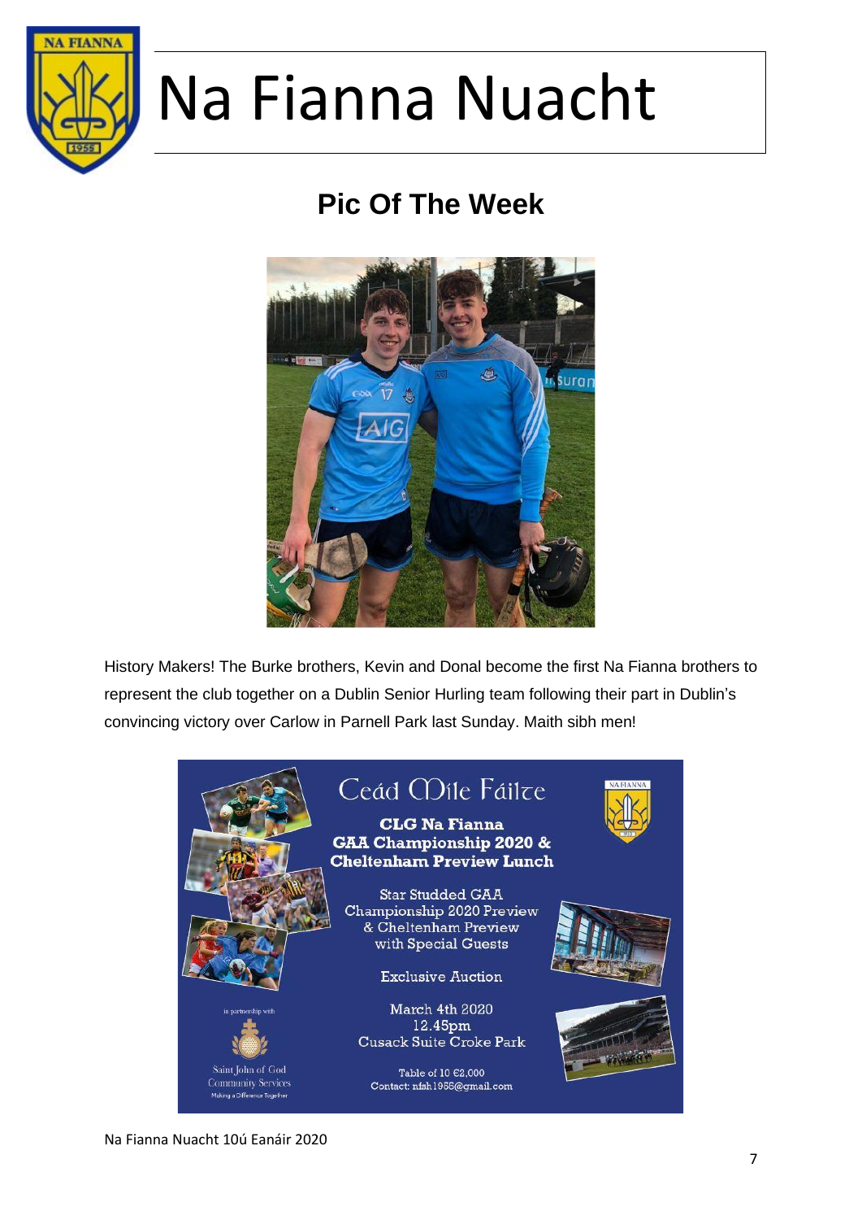# Na Fianna Nuacht

## Pic Of The Week

History Makers! The Burke brothers, Kevin and Donal become the first Na Fianna brothers to represent the club together on a Dublin Senior Hurling team following their part in Dublin's convincing victory over Carlow in Parnell Park last Sunday. Maith sibh men!

Céad Míle Fáilte

**CLG Na Fianna**
**GAA Championship 2020 &**
**Cheltenham Preview Lunch**

Star Studded GAA
Championship 2020 Preview
& Cheltenham Preview
with Special Guests

Exclusive Auction

March 4th 2020
12.45pm
Cusack Suite Croke Park

Table of 10 €2,000
Contact: nfsh1955@gmail.com

in partnership with
Saint John of God
Community Services
Making a Difference Together

Na Fianna Nuacht 10ú Eanáir 2020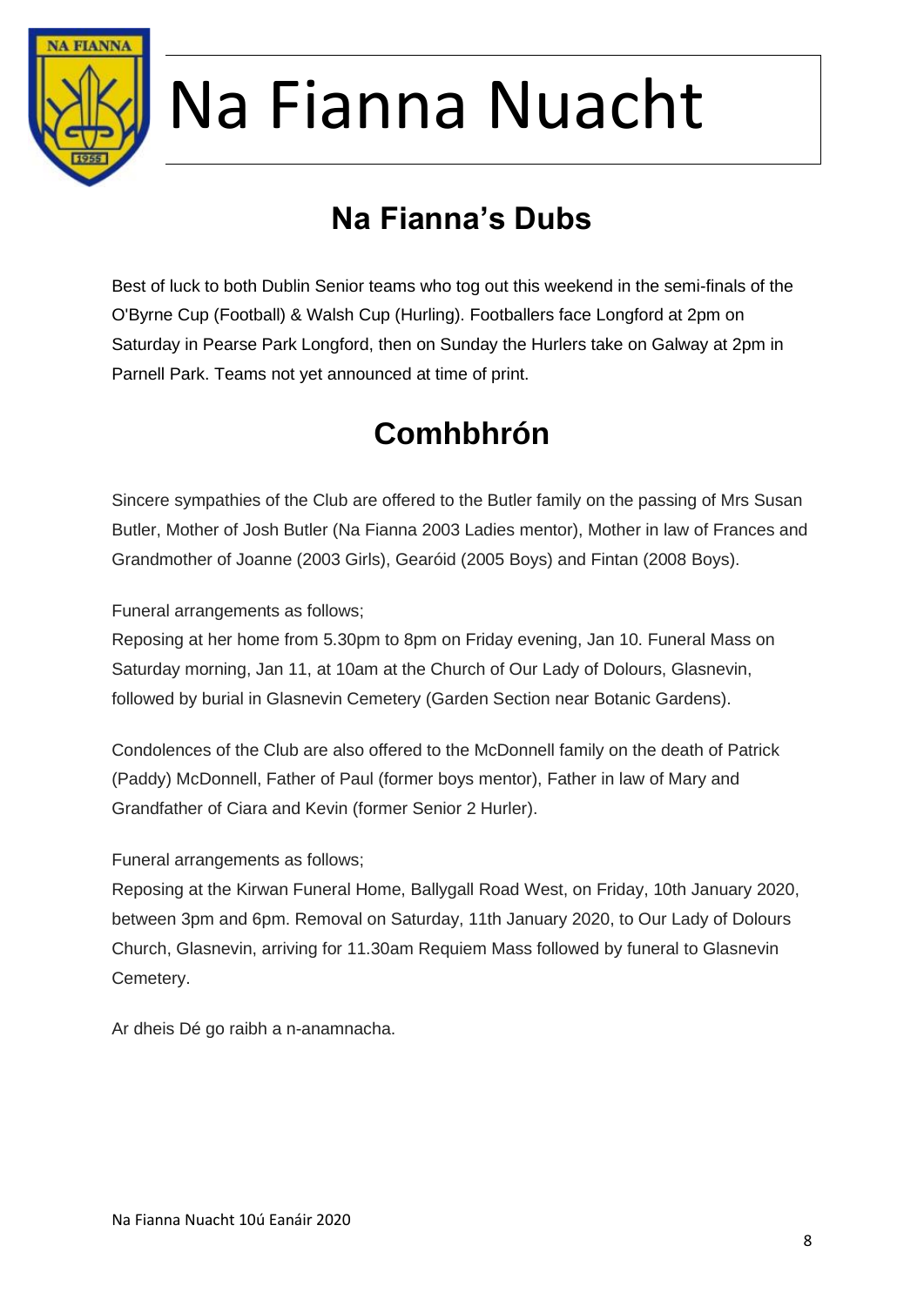# Na Fianna Nuacht

## Na Fianna's Dubs

Best of luck to both Dublin Senior teams who tog out this weekend in the semi-finals of the O'Byrne Cup (Football) & Walsh Cup (Hurling). Footballers face Longford at 2pm on Saturday in Pearse Park Longford, then on Sunday the Hurlers take on Galway at 2pm in Parnell Park. Teams not yet announced at time of print.

## Comhbhrón

Sincere sympathies of the Club are offered to the Butler family on the passing of Mrs Susan Butler, Mother of Josh Butler (Na Fianna 2003 Ladies mentor), Mother in law of Frances and Grandmother of Joanne (2003 Girls), Gearóid (2005 Boys) and Fintan (2008 Boys).

Funeral arrangements as follows;
Reposing at her home from 5.30pm to 8pm on Friday evening, Jan 10. Funeral Mass on Saturday morning, Jan 11, at 10am at the Church of Our Lady of Dolours, Glasnevin, followed by burial in Glasnevin Cemetery (Garden Section near Botanic Gardens).

Condolences of the Club are also offered to the McDonnell family on the death of Patrick (Paddy) McDonnell, Father of Paul (former boys mentor), Father in law of Mary and Grandfather of Ciara and Kevin (former Senior 2 Hurler).

Funeral arrangements as follows;
Reposing at the Kirwan Funeral Home, Ballygall Road West, on Friday, 10th January 2020, between 3pm and 6pm. Removal on Saturday, 11th January 2020, to Our Lady of Dolours Church, Glasnevin, arriving for 11.30am Requiem Mass followed by funeral to Glasnevin Cemetery.

Ar dheis Dé go raibh a n-anamnacha.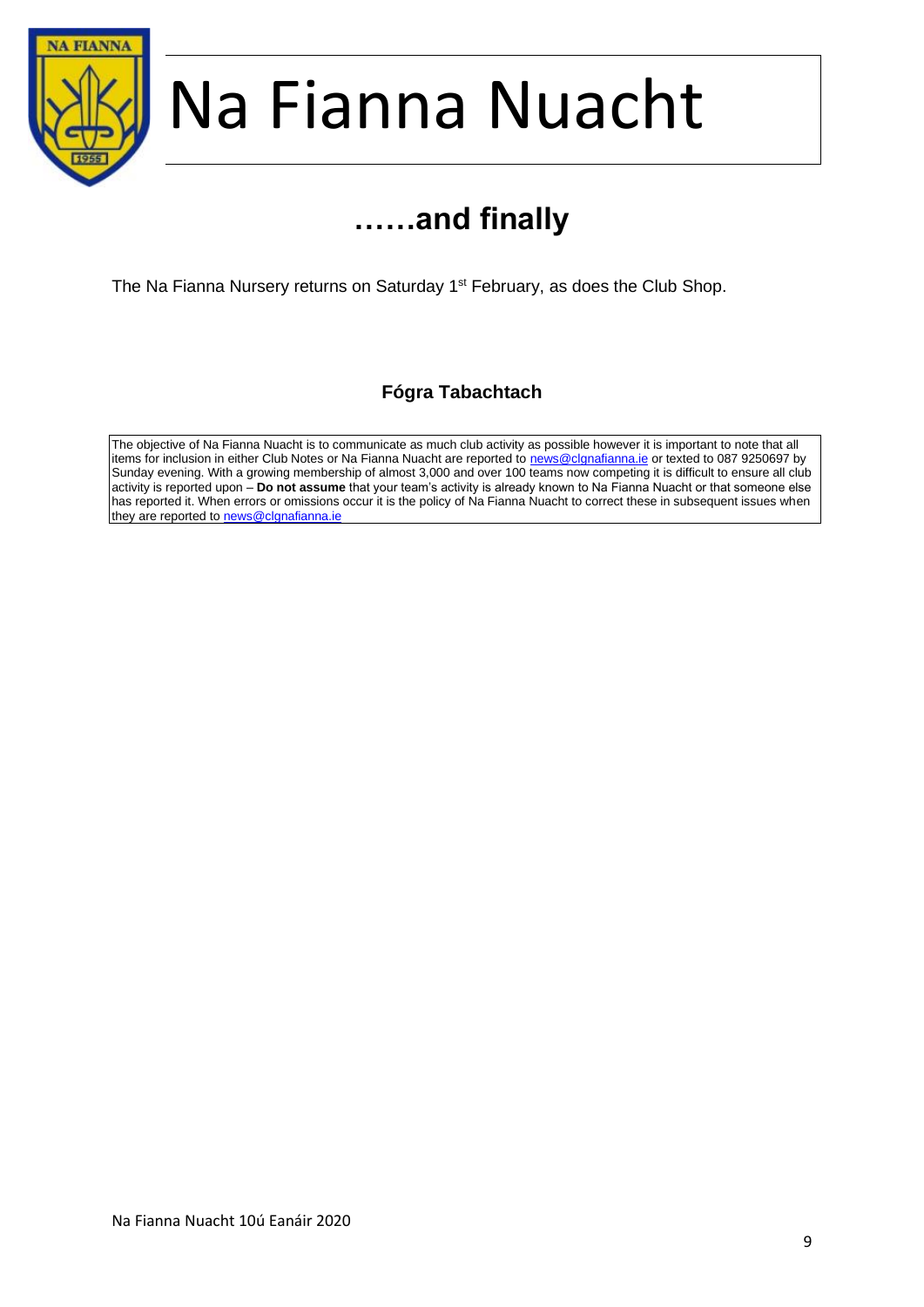# Na Fianna Nuacht

## ……and finally

The Na Fianna Nursery returns on Saturday 1st February, as does the Club Shop.

### Fógra Tabachtach

The objective of Na Fianna Nuacht is to communicate as much club activity as possible however it is important to note that all items for inclusion in either Club Notes or Na Fianna Nuacht are reported to news@clgnafianna.ie or texted to 087 9250697 by Sunday evening. With a growing membership of almost 3,000 and over 100 teams now competing it is difficult to ensure all club activity is reported upon – **Do not assume** that your team's activity is already known to Na Fianna Nuacht or that someone else has reported it. When errors or omissions occur it is the policy of Na Fianna Nuacht to correct these in subsequent issues when they are reported to news@clgnafianna.ie